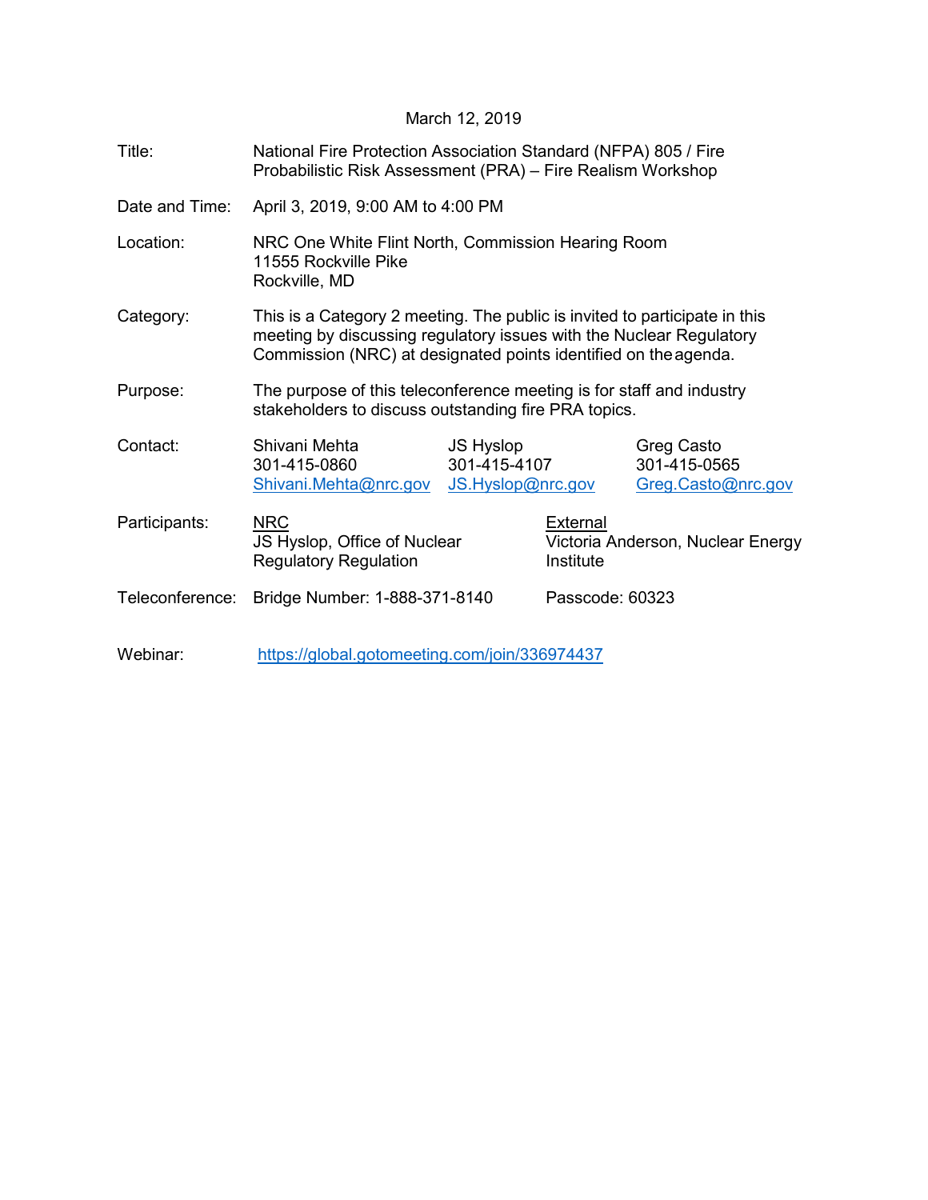March 12, 2019

| | |
|---|---|
| Title: | National Fire Protection Association Standard (NFPA) 805 / Fire Probabilistic Risk Assessment (PRA) – Fire Realism Workshop |
| Date and Time: | April 3, 2019, 9:00 AM to 4:00 PM |
| Location: | NRC One White Flint North, Commission Hearing Room<br>11555 Rockville Pike<br>Rockville, MD |
| Category: | This is a Category 2 meeting. The public is invited to participate in this meeting by discussing regulatory issues with the Nuclear Regulatory Commission (NRC) at designated points identified on the agenda. |
| Purpose: | The purpose of this teleconference meeting is for staff and industry stakeholders to discuss outstanding fire PRA topics. |

| | | | |
|---|---|---|---|
| Contact: | Shivani Mehta<br>301-415-0860<br>Shivani.Mehta@nrc.gov | JS Hyslop<br>301-415-4107<br>JS.Hyslop@nrc.gov | Greg Casto<br>301-415-0565<br>Greg.Casto@nrc.gov |

| | | |
|---|---|---|
| Participants: | <u>NRC</u><br>JS Hyslop, Office of Nuclear Regulatory Regulation | <u>External</u><br>Victoria Anderson, Nuclear Energy Institute |
| Teleconference: | Bridge Number: 1-888-371-8140 | Passcode: 60323 |

Webinar: https://global.gotomeeting.com/join/336974437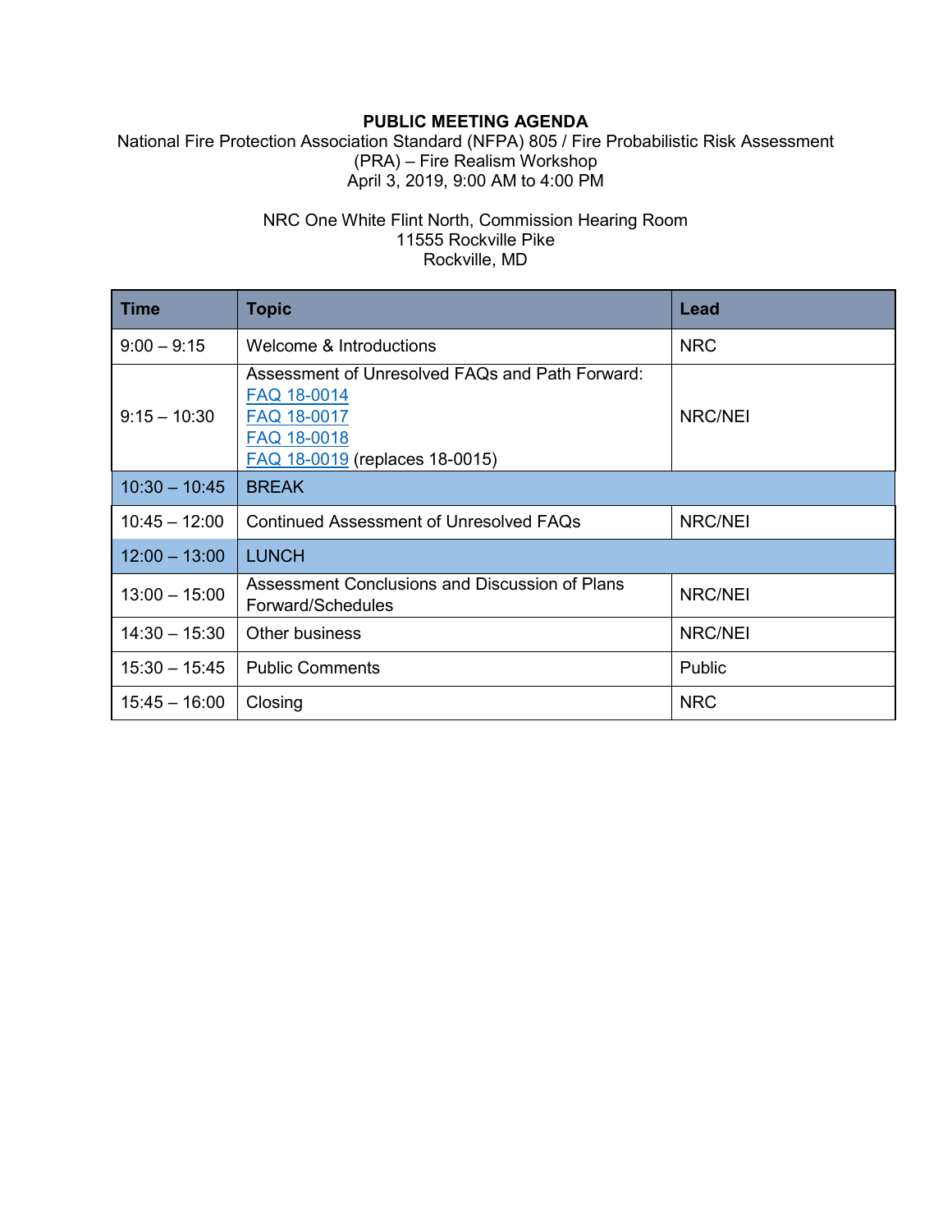**PUBLIC MEETING AGENDA**

National Fire Protection Association Standard (NFPA) 805 / Fire Probabilistic Risk Assessment (PRA) – Fire Realism Workshop
April 3, 2019, 9:00 AM to 4:00 PM

NRC One White Flint North, Commission Hearing Room
11555 Rockville Pike
Rockville, MD

| Time | Topic | Lead |
|---|---|---|
| 9:00 – 9:15 | Welcome & Introductions | NRC |
| 9:15 – 10:30 | Assessment of Unresolved FAQs and Path Forward:<br>FAQ 18-0014<br>FAQ 18-0017<br>FAQ 18-0018<br>FAQ 18-0019 (replaces 18-0015) | NRC/NEI |
| 10:30 – 10:45 | BREAK | |
| 10:45 – 12:00 | Continued Assessment of Unresolved FAQs | NRC/NEI |
| 12:00 – 13:00 | LUNCH | |
| 13:00 – 15:00 | Assessment Conclusions and Discussion of Plans Forward/Schedules | NRC/NEI |
| 14:30 – 15:30 | Other business | NRC/NEI |
| 15:30 – 15:45 | Public Comments | Public |
| 15:45 – 16:00 | Closing | NRC |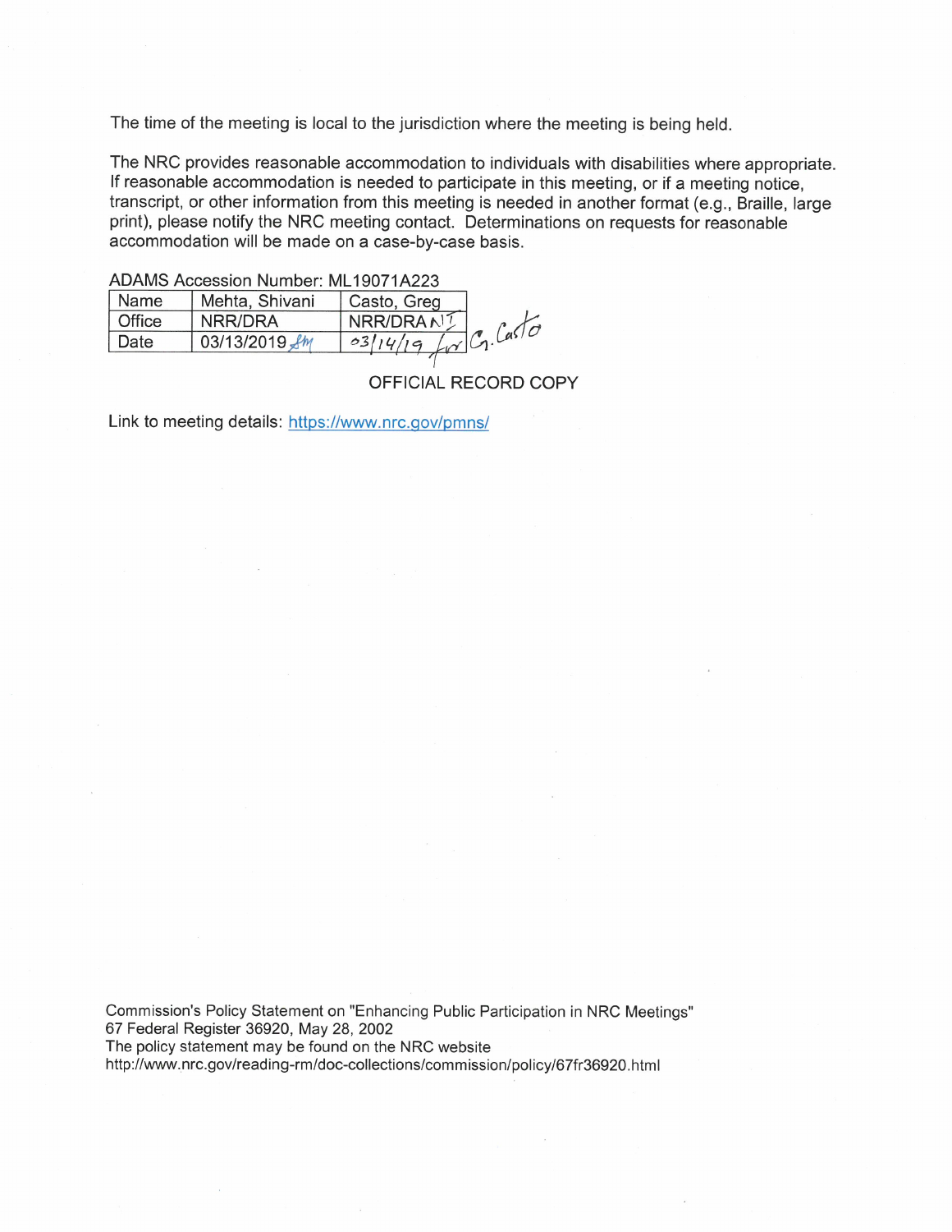The time of the meeting is local to the jurisdiction where the meeting is being held.

The NRC provides reasonable accommodation to individuals with disabilities where appropriate. If reasonable accommodation is needed to participate in this meeting, or if a meeting notice, transcript, or other information from this meeting is needed in another format (e.g., Braille, large print), please notify the NRC meeting contact. Determinations on requests for reasonable accommodation will be made on a case-by-case basis.

ADAMS Accession Number: ML19071A223

| | | |
|---|---|---|
| Name | Mehta, Shivani | Casto, Greg |
| Office | NRR/DRA | NRR/DRA NT |
| Date | 03/13/2019 SM | 03/14/19 for G. Casto |

OFFICIAL RECORD COPY

Link to meeting details: https://www.nrc.gov/pmns/

Commission's Policy Statement on "Enhancing Public Participation in NRC Meetings"
67 Federal Register 36920, May 28, 2002
The policy statement may be found on the NRC website
http://www.nrc.gov/reading-rm/doc-collections/commission/policy/67fr36920.html